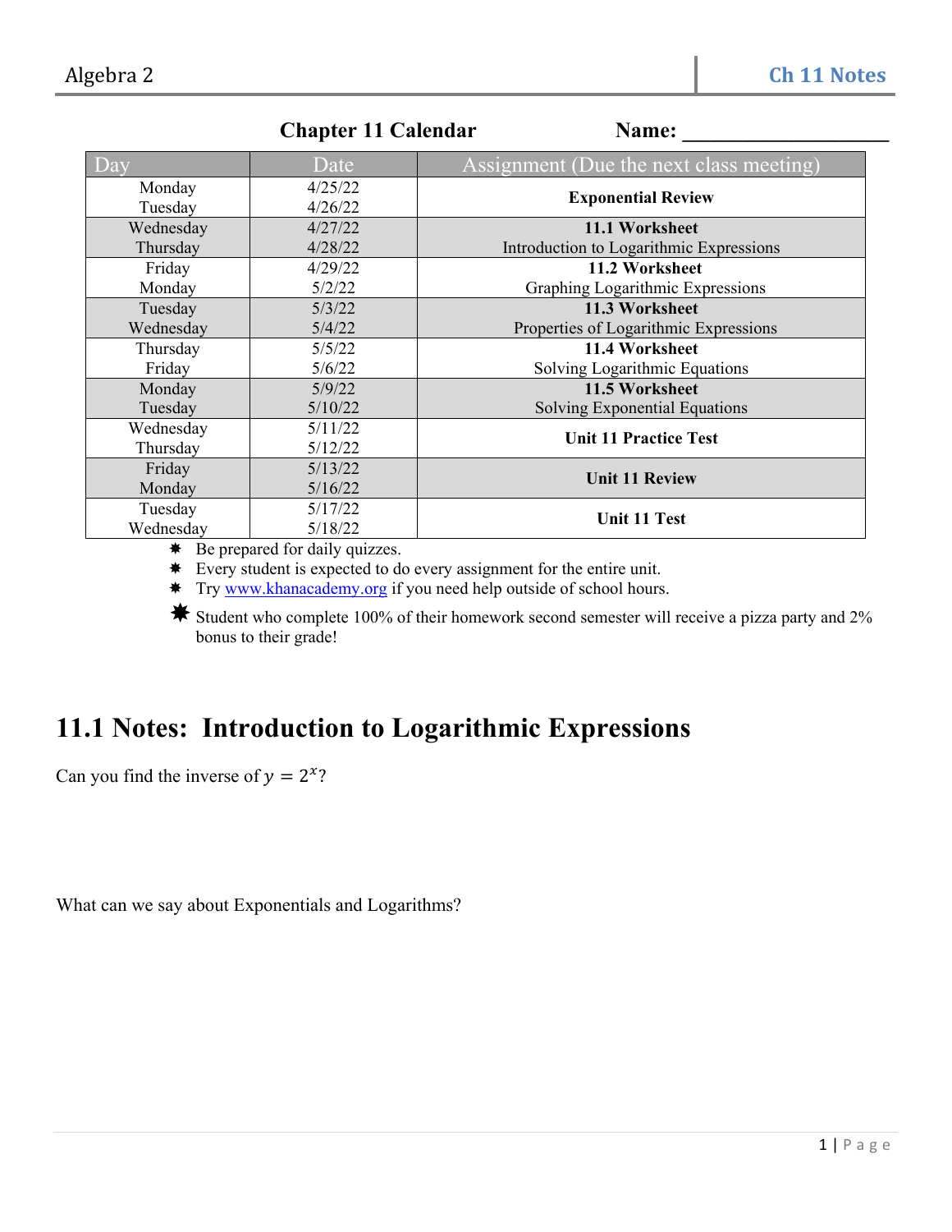## Chapter 11 Calendar

**Name:** ____________________

| Day | Date | Assignment (Due the next class meeting) |
|---|---|---|
| Monday<br>Tuesday | 4/25/22<br>4/26/22 | **Exponential Review** |
| Wednesday<br>Thursday | 4/27/22<br>4/28/22 | **11.1 Worksheet**<br>Introduction to Logarithmic Expressions |
| Friday<br>Monday | 4/29/22<br>5/2/22 | **11.2 Worksheet**<br>Graphing Logarithmic Expressions |
| Tuesday<br>Wednesday | 5/3/22<br>5/4/22 | **11.3 Worksheet**<br>Properties of Logarithmic Expressions |
| Thursday<br>Friday | 5/5/22<br>5/6/22 | **11.4 Worksheet**<br>Solving Logarithmic Equations |
| Monday<br>Tuesday | 5/9/22<br>5/10/22 | **11.5 Worksheet**<br>Solving Exponential Equations |
| Wednesday<br>Thursday | 5/11/22<br>5/12/22 | **Unit 11 Practice Test** |
| Friday<br>Monday | 5/13/22<br>5/16/22 | **Unit 11 Review** |
| Tuesday<br>Wednesday | 5/17/22<br>5/18/22 | **Unit 11 Test** |

- Be prepared for daily quizzes.
- Every student is expected to do every assignment for the entire unit.
- Try www.khanacademy.org if you need help outside of school hours.
- Student who complete 100% of their homework second semester will receive a pizza party and 2% bonus to their grade!

# 11.1 Notes: Introduction to Logarithmic Expressions

Can you find the inverse of $y = 2^x$?

What can we say about Exponentials and Logarithms?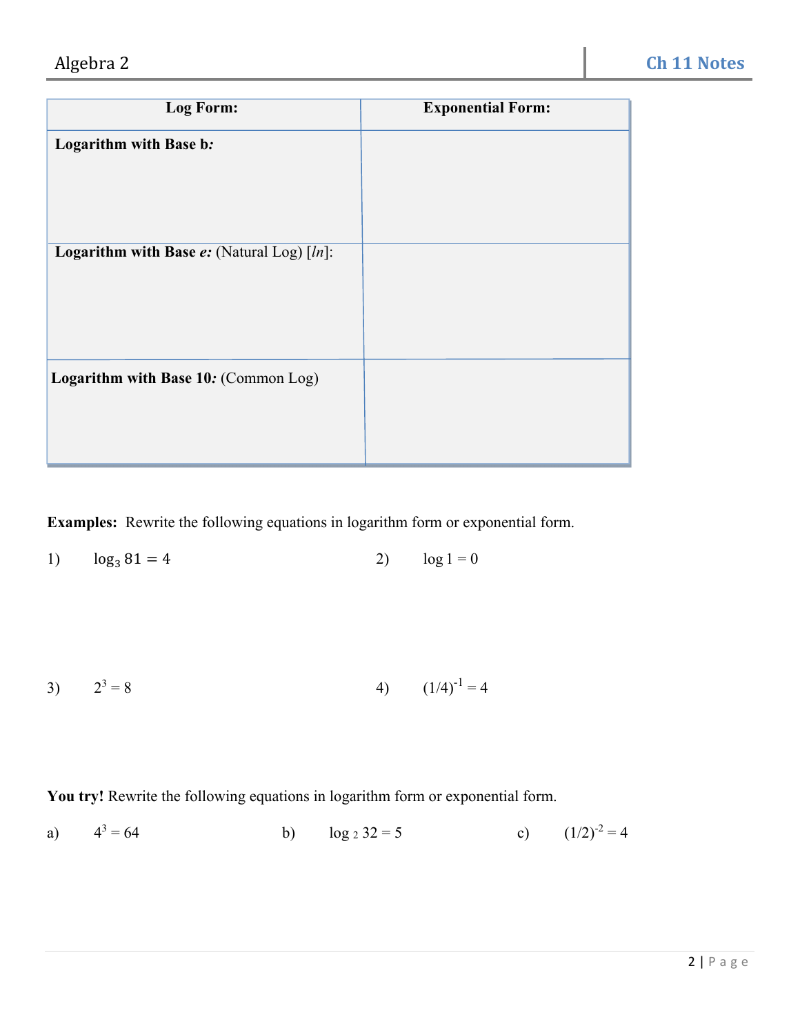| **Log Form:** | **Exponential Form:** |
|---|---|
| **Logarithm with Base b*:*** | |
| **Logarithm with Base *e:*** (Natural Log) [*ln*]: | |
| **Logarithm with Base 10*:*** (Common Log) | |

**Examples:** Rewrite the following equations in logarithm form or exponential form.

1) $\log_3 81 = 4$

2) $\log 1 = 0$

3) $2^3 = 8$

4) $(1/4)^{-1} = 4$

**You try!** Rewrite the following equations in logarithm form or exponential form.

a) $4^3 = 64$

b) $\log_2 32 = 5$

c) $(1/2)^{-2} = 4$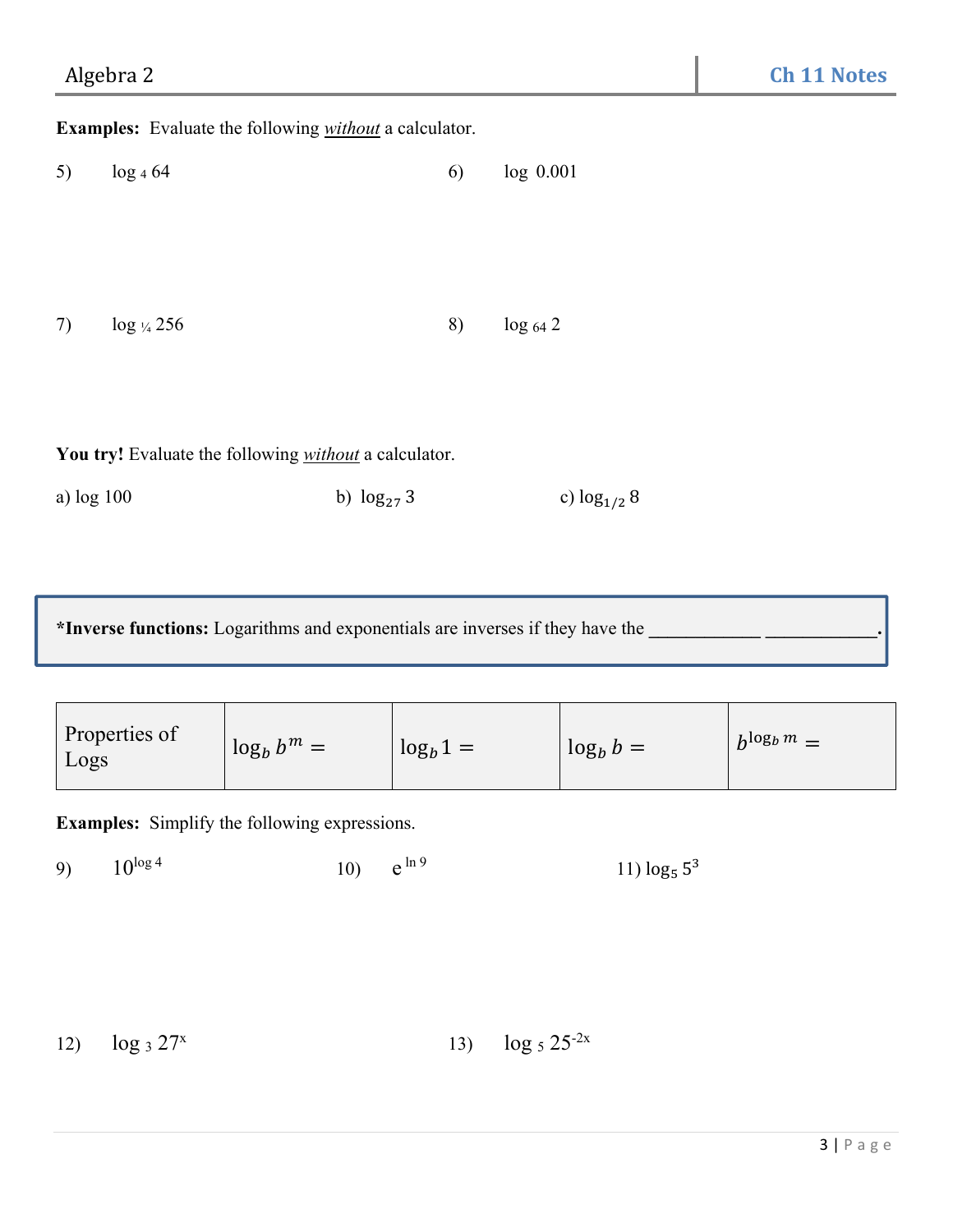**Examples:** Evaluate the following *without* a calculator.

5) $\log_4 64$

6) $\log 0.001$

7) $\log_{1/4} 256$

8) $\log_{64} 2$

**You try!** Evaluate the following *without* a calculator.

a) $\log 100$

b) $\log_{27} 3$

c) $\log_{1/2} 8$

***Inverse functions:** Logarithms and exponentials are inverses if they have the ____________ ____________.

| Properties of Logs | $\log_b b^m =$ | $\log_b 1 =$ | $\log_b b =$ | $b^{\log_b m} =$ |
|---|---|---|---|---|

**Examples:** Simplify the following expressions.

9) $10^{\log 4}$

10) $e^{\ln 9}$

11) $\log_5 5^3$

12) $\log_3 27^x$

13) $\log_5 25^{-2x}$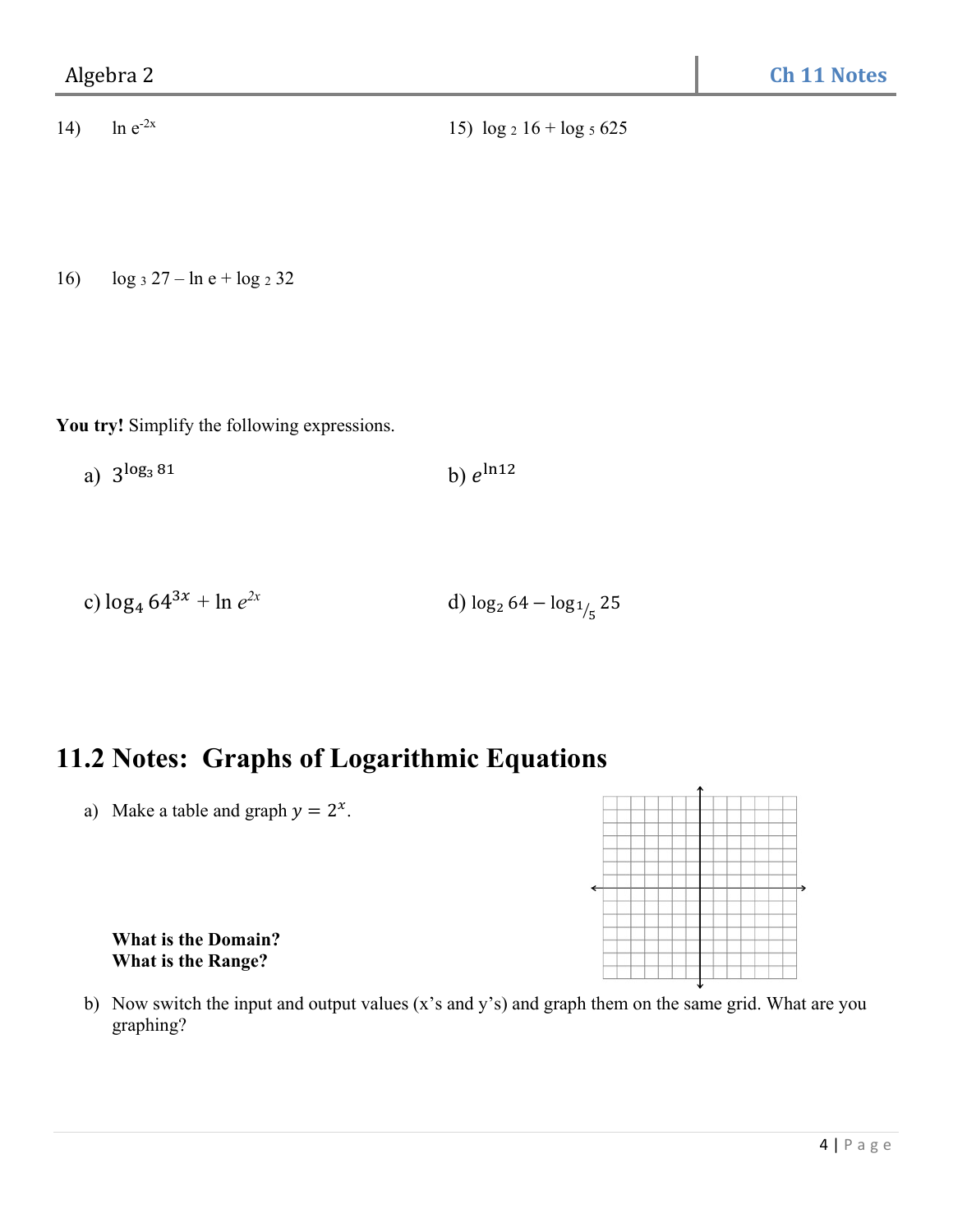14) $\ln e^{-2x}$

15) $\log_2 16 + \log_5 625$

16) $\log_3 27 - \ln e + \log_2 32$

**You try!** Simplify the following expressions.

a) $3^{\log_3 81}$

b) $e^{\ln 12}$

c) $\log_4 64^{3x} + \ln e^{2x}$

d) $\log_2 64 - \log_{1/5} 25$

# 11.2 Notes: Graphs of Logarithmic Equations

a) Make a table and graph $y = 2^x$.

**What is the Domain?**
**What is the Range?**

b) Now switch the input and output values (x's and y's) and graph them on the same grid. What are you graphing?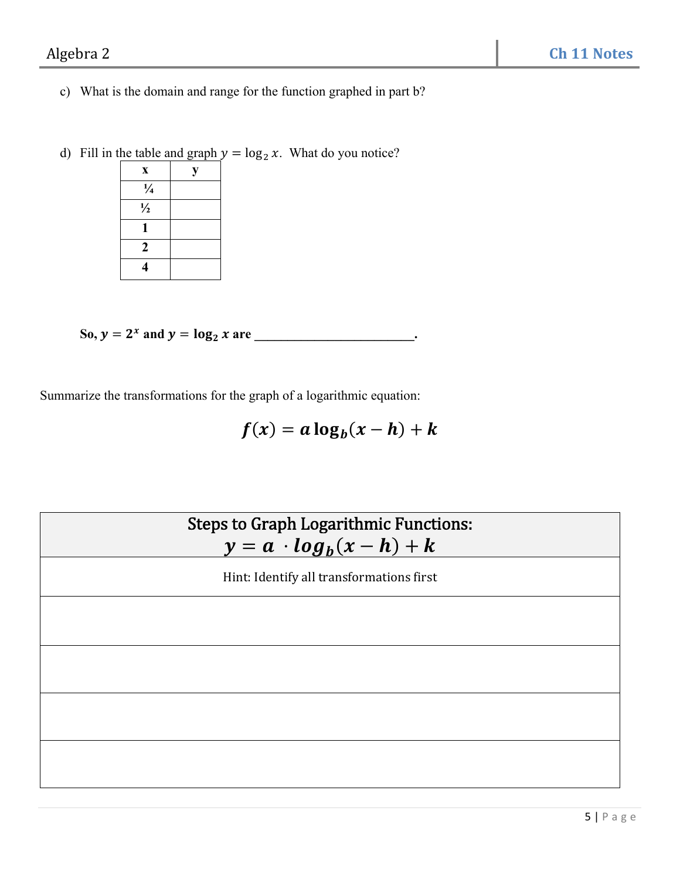c) What is the domain and range for the function graphed in part b?

d) Fill in the table and graph $y = \log_2 x$. What do you notice?

| x | y |
|---|---|
| ¼ | |
| ½ | |
| 1 | |
| 2 | |
| 4 | |

**So, $y = 2^x$ and $y = \log_2 x$ are \_\_\_\_\_\_\_\_\_\_\_\_\_\_\_\_\_\_\_\_\_\_\_\_\_\_.**

Summarize the transformations for the graph of a logarithmic equation:

$$f(x) = a\log_b(x - h) + k$$

| Steps to Graph Logarithmic Functions: $y = a \cdot log_b(x - h) + k$ |
|---|
| Hint: Identify all transformations first |
| |
| |
| |
| |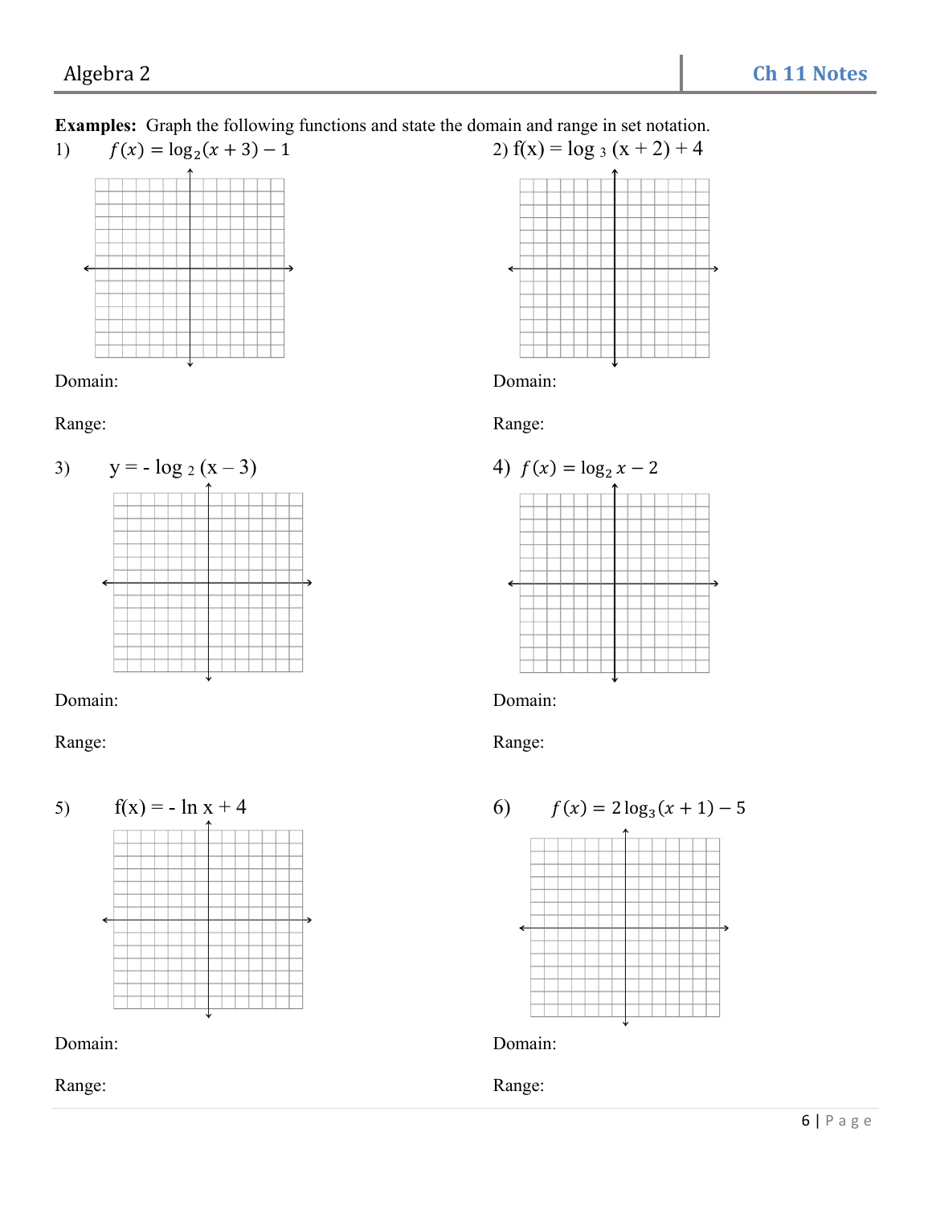**Examples:** Graph the following functions and state the domain and range in set notation.

1) $f(x) = \log_2(x+3) - 1$

Domain:

Range:

2) $f(x) = \log_3(x+2) + 4$

Domain:

Range:

3) $y = -\log_2(x-3)$

Domain:

Range:

4) $f(x) = \log_2 x - 2$

Domain:

Range:

5) $f(x) = -\ln x + 4$

Domain:

Range:

6) $f(x) = 2\log_3(x+1) - 5$

Domain:

Range: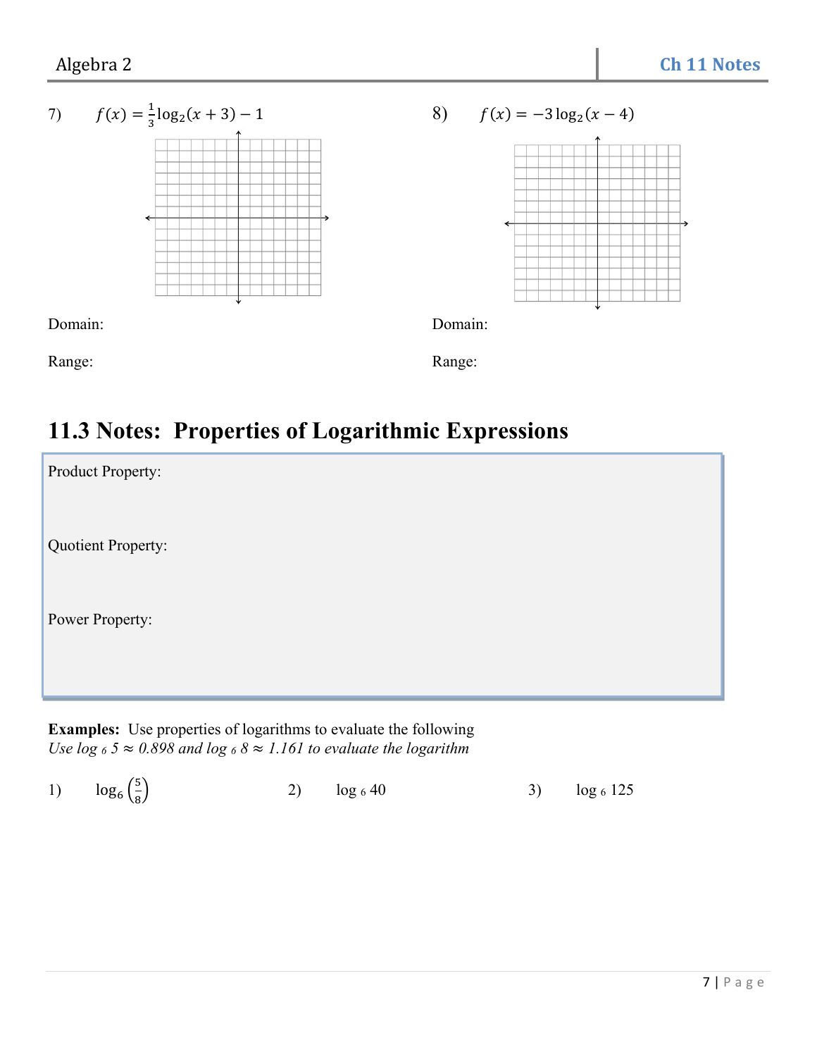7) $f(x) = \frac{1}{3}\log_2(x+3) - 1$

Domain:

Range:

8) $f(x) = -3\log_2(x-4)$

Domain:

Range:

# 11.3 Notes: Properties of Logarithmic Expressions

Product Property:

Quotient Property:

Power Property:

**Examples:** Use properties of logarithms to evaluate the following
*Use $\log_6 5 \approx 0.898$ and $\log_6 8 \approx 1.161$ to evaluate the logarithm*

1) $\log_6\left(\frac{5}{8}\right)$

2) $\log_6 40$

3) $\log_6 125$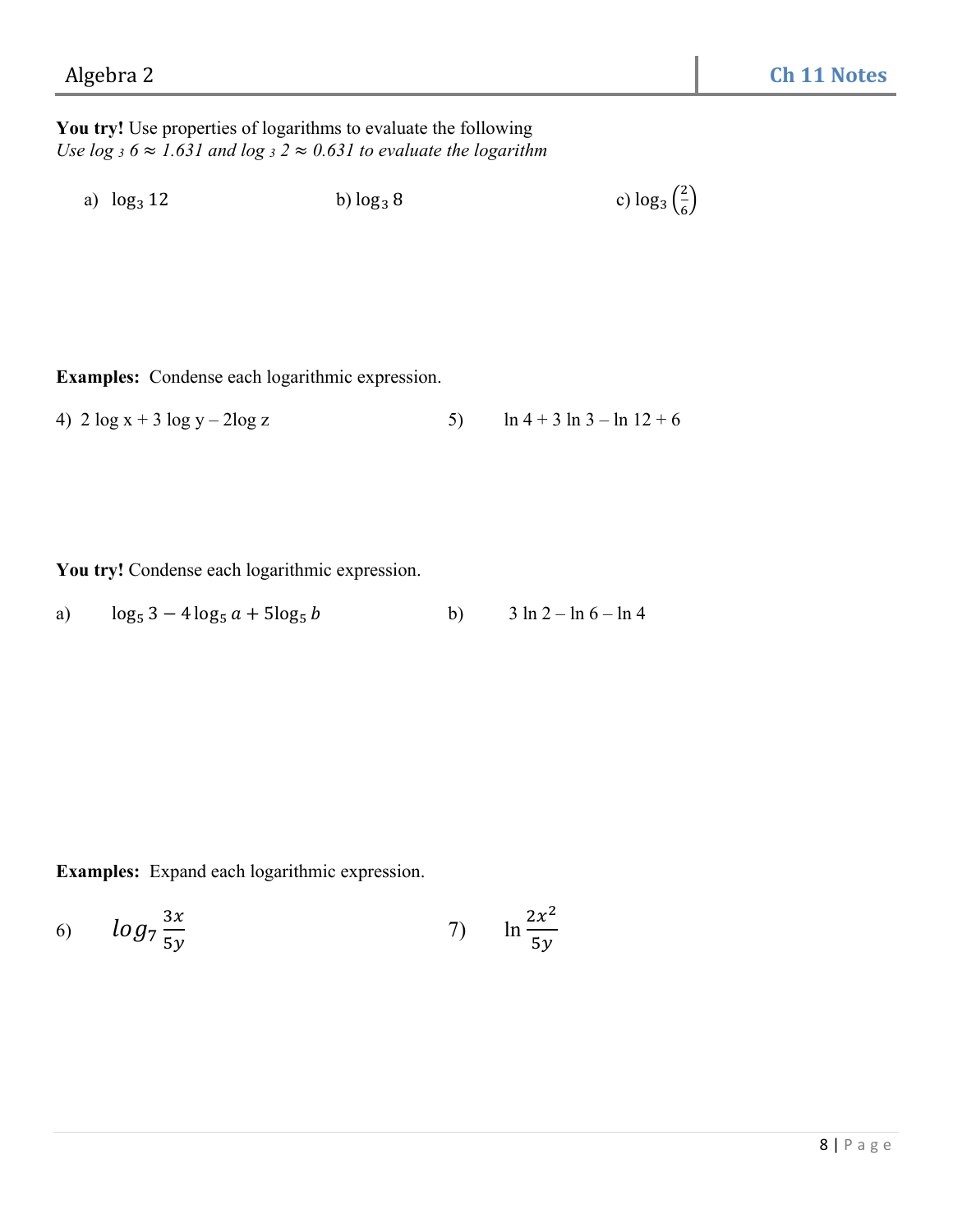**You try!** Use properties of logarithms to evaluate the following
*Use $\log_3 6 \approx 1.631$ and $\log_3 2 \approx 0.631$ to evaluate the logarithm*

a) $\log_3 12$  b) $\log_3 8$  c) $\log_3 \left(\frac{2}{6}\right)$

**Examples:** Condense each logarithmic expression.

4) $2 \log x + 3 \log y - 2\log z$  5) $\ln 4 + 3 \ln 3 - \ln 12 + 6$

**You try!** Condense each logarithmic expression.

a) $\log_5 3 - 4\log_5 a + 5\log_5 b$  b) $3 \ln 2 - \ln 6 - \ln 4$

**Examples:** Expand each logarithmic expression.

6) $log_7 \frac{3x}{5y}$  7) $\ln \frac{2x^2}{5y}$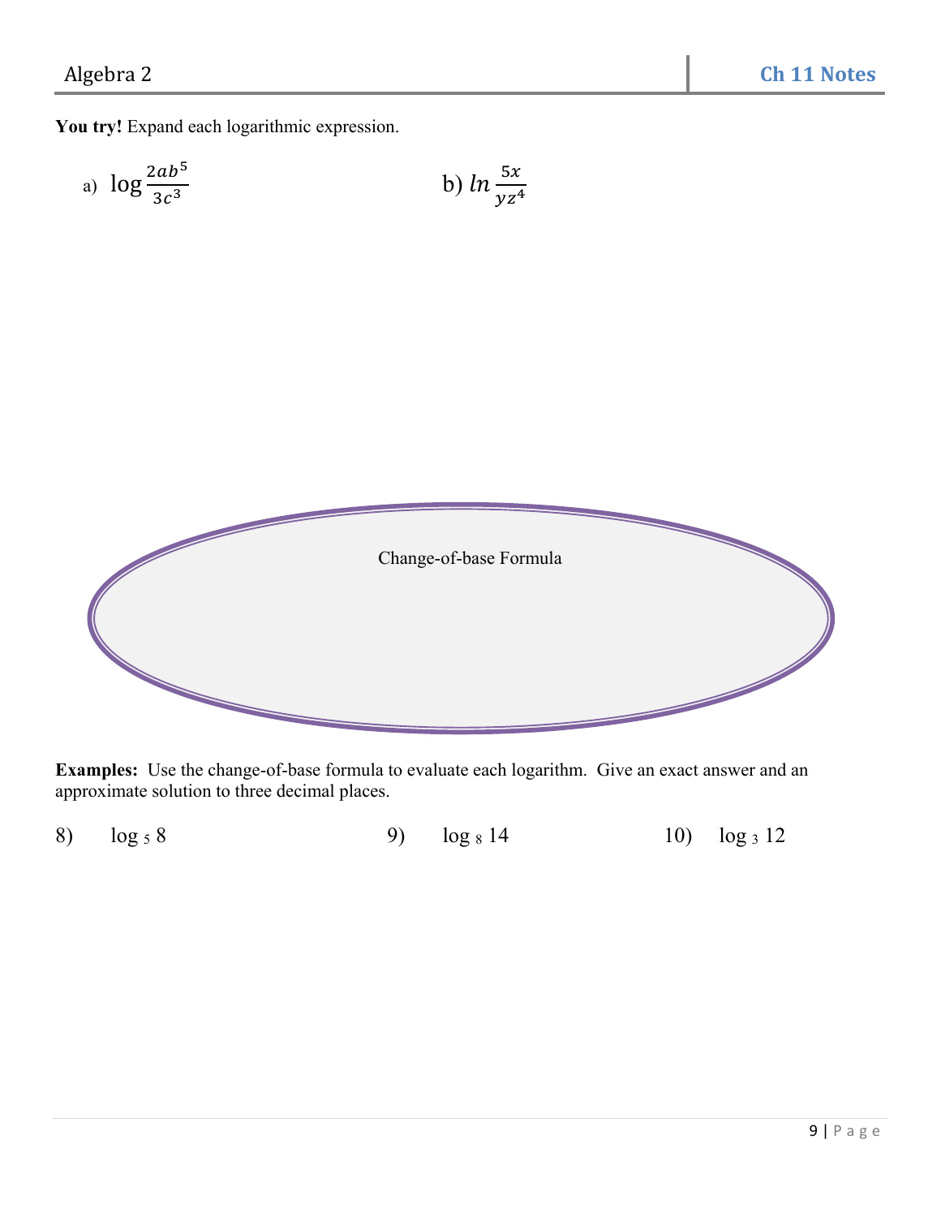**You try!** Expand each logarithmic expression.

a) $\log \frac{2ab^5}{3c^3}$

b) $ln \frac{5x}{yz^4}$

Change-of-base Formula

**Examples:** Use the change-of-base formula to evaluate each logarithm. Give an exact answer and an approximate solution to three decimal places.

8) $\log_5 8$

9) $\log_8 14$

10) $\log_3 12$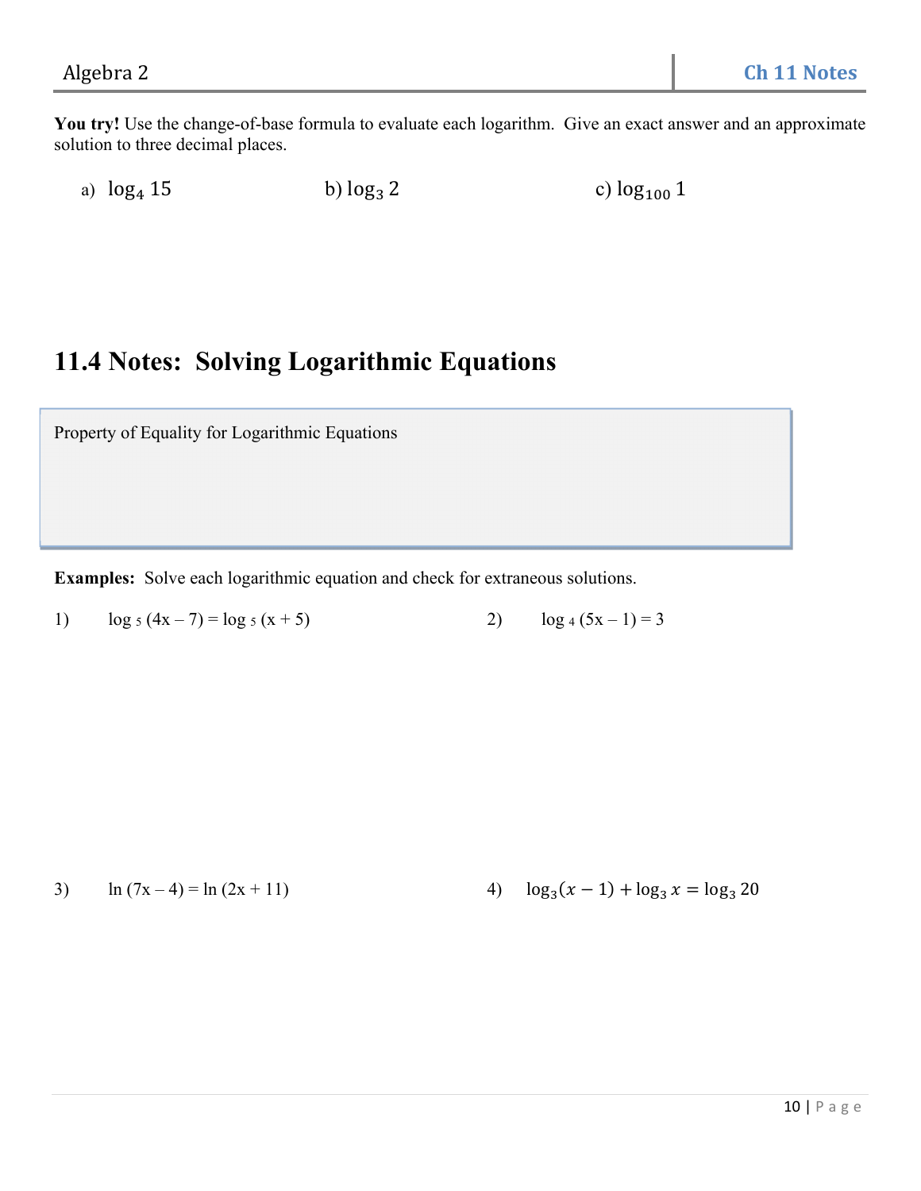**You try!** Use the change-of-base formula to evaluate each logarithm. Give an exact answer and an approximate solution to three decimal places.

a) $\log_4 15$

b) $\log_3 2$

c) $\log_{100} 1$

# 11.4 Notes: Solving Logarithmic Equations

Property of Equality for Logarithmic Equations

**Examples:** Solve each logarithmic equation and check for extraneous solutions.

1) $\log_5 (4x - 7) = \log_5 (x + 5)$

2) $\log_4 (5x - 1) = 3$

3) $\ln (7x - 4) = \ln (2x + 11)$

4) $\log_3(x - 1) + \log_3 x = \log_3 20$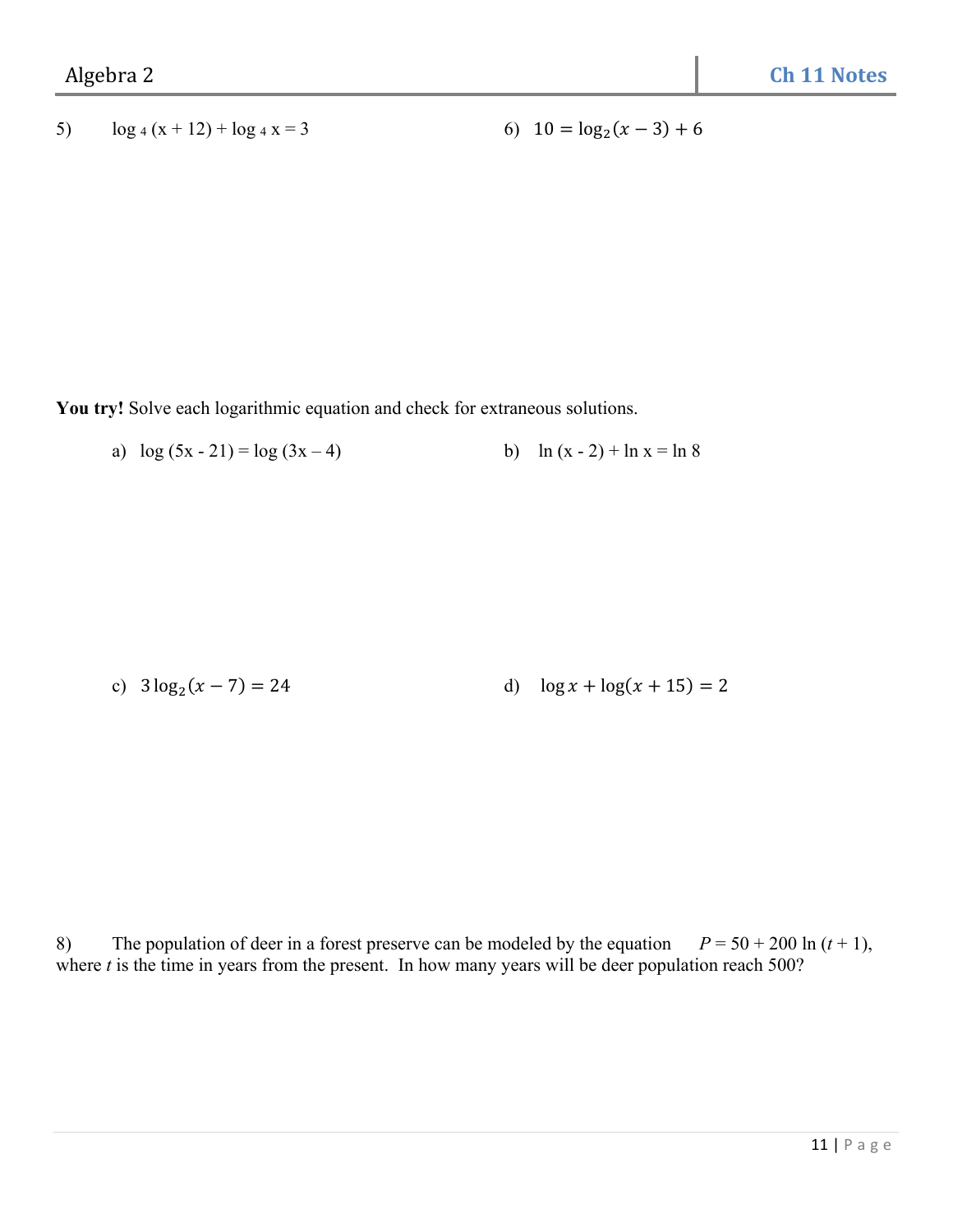5) $\log_4(x + 12) + \log_4 x = 3$

6) $10 = \log_2(x - 3) + 6$

**You try!** Solve each logarithmic equation and check for extraneous solutions.

a) $\log(5x - 21) = \log(3x - 4)$

b) $\ln(x - 2) + \ln x = \ln 8$

c) $3\log_2(x - 7) = 24$

d) $\log x + \log(x + 15) = 2$

8) The population of deer in a forest preserve can be modeled by the equation $P = 50 + 200 \ln(t + 1)$, where $t$ is the time in years from the present. In how many years will be deer population reach 500?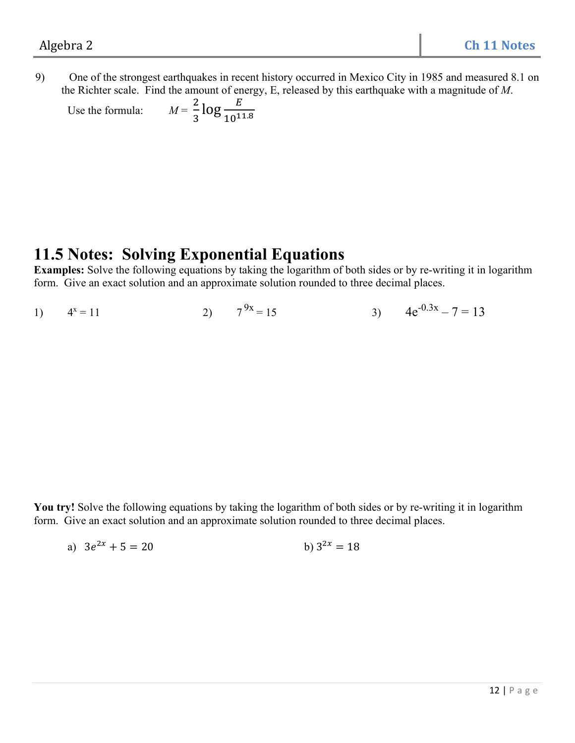9) One of the strongest earthquakes in recent history occurred in Mexico City in 1985 and measured 8.1 on the Richter scale. Find the amount of energy, E, released by this earthquake with a magnitude of $M$.

Use the formula: $M = \frac{2}{3}\log\frac{E}{10^{11.8}}$

# 11.5 Notes: Solving Exponential Equations

**Examples:** Solve the following equations by taking the logarithm of both sides or by re-writing it in logarithm form. Give an exact solution and an approximate solution rounded to three decimal places.

1) $4^x = 11$

2) $7^{9x} = 15$

3) $4e^{-0.3x} - 7 = 13$

**You try!** Solve the following equations by taking the logarithm of both sides or by re-writing it in logarithm form. Give an exact solution and an approximate solution rounded to three decimal places.

a) $3e^{2x} + 5 = 20$

b) $3^{2x} = 18$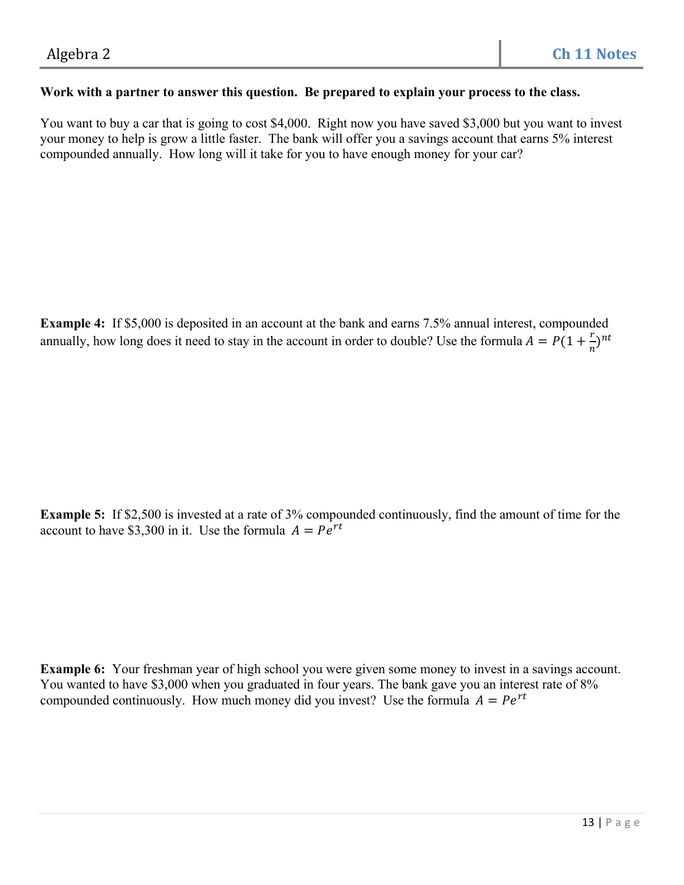**Work with a partner to answer this question. Be prepared to explain your process to the class.**

You want to buy a car that is going to cost \$4,000. Right now you have saved \$3,000 but you want to invest your money to help is grow a little faster. The bank will offer you a savings account that earns 5% interest compounded annually. How long will it take for you to have enough money for your car?

**Example 4:** If \$5,000 is deposited in an account at the bank and earns 7.5% annual interest, compounded annually, how long does it need to stay in the account in order to double? Use the formula $A = P(1 + \frac{r}{n})^{nt}$

**Example 5:** If \$2,500 is invested at a rate of 3% compounded continuously, find the amount of time for the account to have \$3,300 in it. Use the formula $A = Pe^{rt}$

**Example 6:** Your freshman year of high school you were given some money to invest in a savings account. You wanted to have \$3,000 when you graduated in four years. The bank gave you an interest rate of 8% compounded continuously. How much money did you invest? Use the formula $A = Pe^{rt}$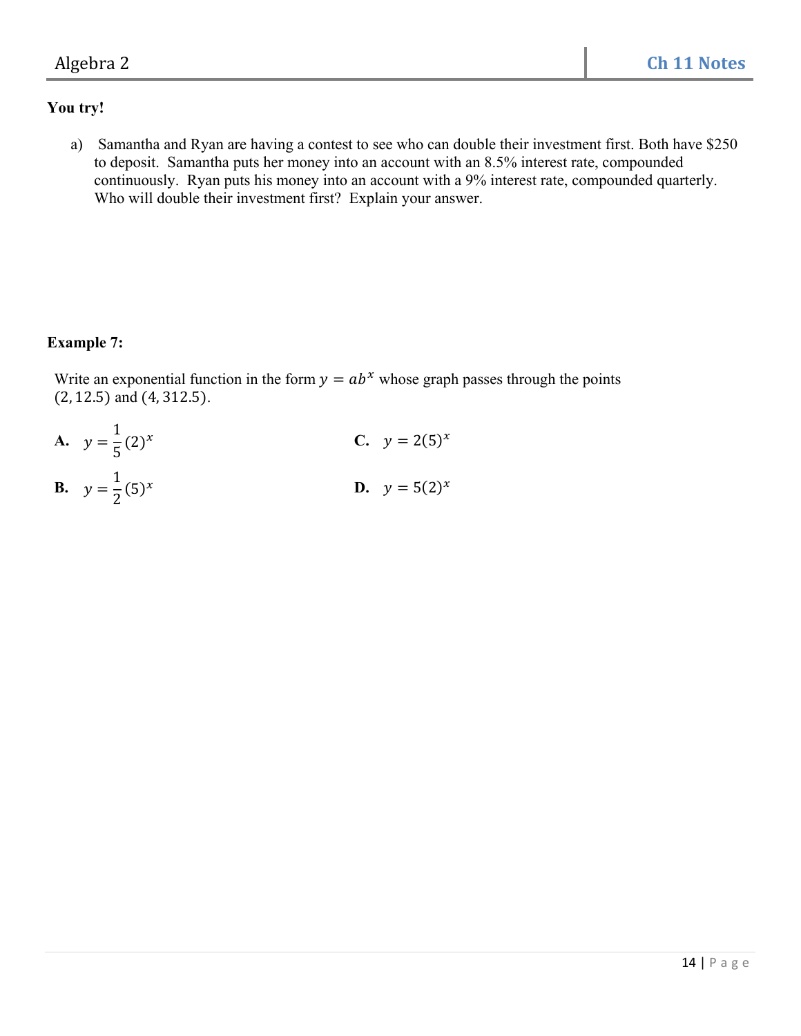**You try!**

a) Samantha and Ryan are having a contest to see who can double their investment first. Both have $250 to deposit. Samantha puts her money into an account with an 8.5% interest rate, compounded continuously. Ryan puts his money into an account with a 9% interest rate, compounded quarterly. Who will double their investment first? Explain your answer.

**Example 7:**

Write an exponential function in the form $y = ab^x$ whose graph passes through the points $(2, 12.5)$ and $(4, 312.5)$.

**A.** $y = \frac{1}{5}(2)^x$

**B.** $y = \frac{1}{2}(5)^x$

**C.** $y = 2(5)^x$

**D.** $y = 5(2)^x$